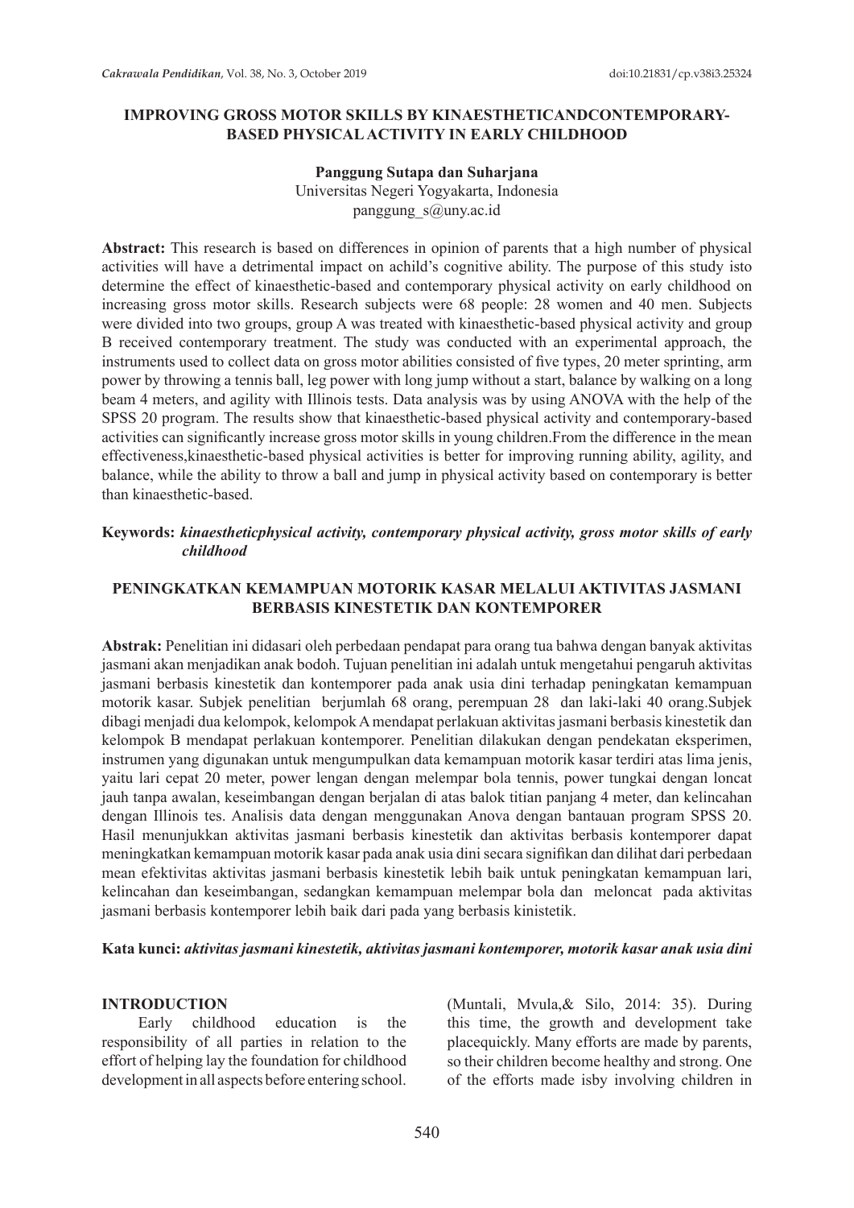# IMPROVING GROSS MOTOR SKILLS BY KINAESTHETICANDCONTEMPORARY-BASED PHYSICAL ACTIVITY IN EARLY CHILDHOOD

**Panggung Sutapa dan Suharjana**
Universitas Negeri Yogyakarta, Indonesia
panggung_s@uny.ac.id

**Abstract:** This research is based on differences in opinion of parents that a high number of physical activities will have a detrimental impact on achild's cognitive ability. The purpose of this study isto determine the effect of kinaesthetic-based and contemporary physical activity on early childhood on increasing gross motor skills. Research subjects were 68 people: 28 women and 40 men. Subjects were divided into two groups, group A was treated with kinaesthetic-based physical activity and group B received contemporary treatment. The study was conducted with an experimental approach, the instruments used to collect data on gross motor abilities consisted of five types, 20 meter sprinting, arm power by throwing a tennis ball, leg power with long jump without a start, balance by walking on a long beam 4 meters, and agility with Illinois tests. Data analysis was by using ANOVA with the help of the SPSS 20 program. The results show that kinaesthetic-based physical activity and contemporary-based activities can significantly increase gross motor skills in young children.From the difference in the mean effectiveness,kinaesthetic-based physical activities is better for improving running ability, agility, and balance, while the ability to throw a ball and jump in physical activity based on contemporary is better than kinaesthetic-based.

**Keywords:** *kinaestheticphysical activity, contemporary physical activity, gross motor skills of early childhood*

# PENINGKATKAN KEMAMPUAN MOTORIK KASAR MELALUI AKTIVITAS JASMANI BERBASIS KINESTETIK DAN KONTEMPORER

**Abstrak:** Penelitian ini didasari oleh perbedaan pendapat para orang tua bahwa dengan banyak aktivitas jasmani akan menjadikan anak bodoh. Tujuan penelitian ini adalah untuk mengetahui pengaruh aktivitas jasmani berbasis kinestetik dan kontemporer pada anak usia dini terhadap peningkatan kemampuan motorik kasar. Subjek penelitian berjumlah 68 orang, perempuan 28 dan laki-laki 40 orang.Subjek dibagi menjadi dua kelompok, kelompok A mendapat perlakuan aktivitas jasmani berbasis kinestetik dan kelompok B mendapat perlakuan kontemporer. Penelitian dilakukan dengan pendekatan eksperimen, instrumen yang digunakan untuk mengumpulkan data kemampuan motorik kasar terdiri atas lima jenis, yaitu lari cepat 20 meter, power lengan dengan melempar bola tennis, power tungkai dengan loncat jauh tanpa awalan, keseimbangan dengan berjalan di atas balok titian panjang 4 meter, dan kelincahan dengan Illinois tes. Analisis data dengan menggunakan Anova dengan bantauan program SPSS 20. Hasil menunjukkan aktivitas jasmani berbasis kinestetik dan aktivitas berbasis kontemporer dapat meningkatkan kemampuan motorik kasar pada anak usia dini secara signifikan dan dilihat dari perbedaan mean efektivitas aktivitas jasmani berbasis kinestetik lebih baik untuk peningkatan kemampuan lari, kelincahan dan keseimbangan, sedangkan kemampuan melempar bola dan meloncat pada aktivitas jasmani berbasis kontemporer lebih baik dari pada yang berbasis kinistetik.

**Kata kunci:** *aktivitas jasmani kinestetik, aktivitas jasmani kontemporer, motorik kasar anak usia dini*

## INTRODUCTION

Early childhood education is the responsibility of all parties in relation to the effort of helping lay the foundation for childhood development in all aspects before entering school. (Muntali, Mvula,& Silo, 2014: 35). During this time, the growth and development take placequickly. Many efforts are made by parents, so their children become healthy and strong. One of the efforts made isby involving children in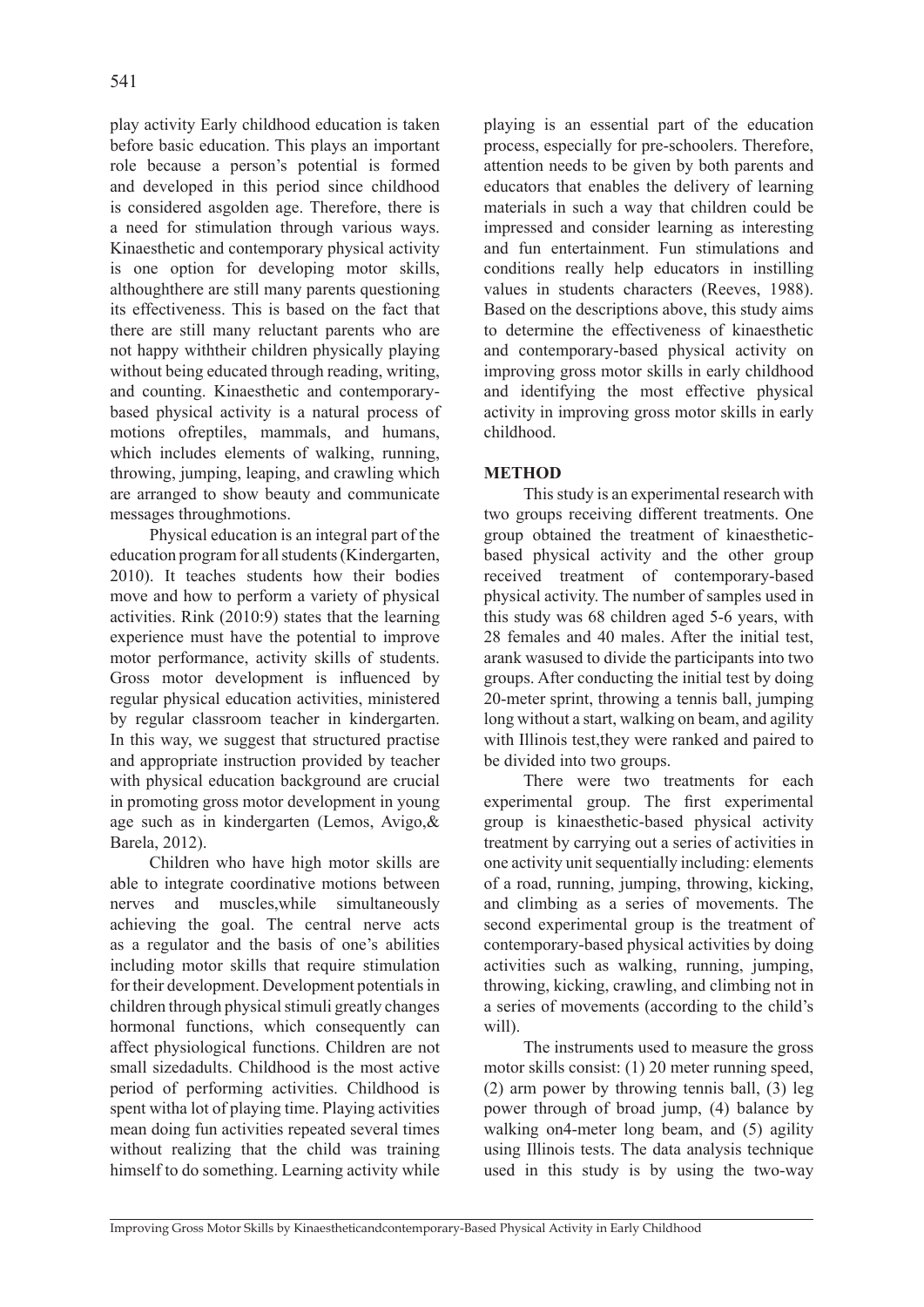play activity Early childhood education is taken before basic education. This plays an important role because a person's potential is formed and developed in this period since childhood is considered asgolden age. Therefore, there is a need for stimulation through various ways. Kinaesthetic and contemporary physical activity is one option for developing motor skills, althoughthere are still many parents questioning its effectiveness. This is based on the fact that there are still many reluctant parents who are not happy withtheir children physically playing without being educated through reading, writing, and counting. Kinaesthetic and contemporary-based physical activity is a natural process of motions ofreptiles, mammals, and humans, which includes elements of walking, running, throwing, jumping, leaping, and crawling which are arranged to show beauty and communicate messages throughmotions.

Physical education is an integral part of the education program for all students (Kindergarten, 2010). It teaches students how their bodies move and how to perform a variety of physical activities. Rink (2010:9) states that the learning experience must have the potential to improve motor performance, activity skills of students. Gross motor development is influenced by regular physical education activities, ministered by regular classroom teacher in kindergarten. In this way, we suggest that structured practise and appropriate instruction provided by teacher with physical education background are crucial in promoting gross motor development in young age such as in kindergarten (Lemos, Avigo,& Barela, 2012).

Children who have high motor skills are able to integrate coordinative motions between nerves and muscles,while simultaneously achieving the goal. The central nerve acts as a regulator and the basis of one's abilities including motor skills that require stimulation for their development. Development potentials in children through physical stimuli greatly changes hormonal functions, which consequently can affect physiological functions. Children are not small sizedadults. Childhood is the most active period of performing activities. Childhood is spent witha lot of playing time. Playing activities mean doing fun activities repeated several times without realizing that the child was training himself to do something. Learning activity while playing is an essential part of the education process, especially for pre-schoolers. Therefore, attention needs to be given by both parents and educators that enables the delivery of learning materials in such a way that children could be impressed and consider learning as interesting and fun entertainment. Fun stimulations and conditions really help educators in instilling values in students characters (Reeves, 1988). Based on the descriptions above, this study aims to determine the effectiveness of kinaesthetic and contemporary-based physical activity on improving gross motor skills in early childhood and identifying the most effective physical activity in improving gross motor skills in early childhood.

## METHOD

This study is an experimental research with two groups receiving different treatments. One group obtained the treatment of kinaesthetic-based physical activity and the other group received treatment of contemporary-based physical activity. The number of samples used in this study was 68 children aged 5-6 years, with 28 females and 40 males. After the initial test, arank wasused to divide the participants into two groups. After conducting the initial test by doing 20-meter sprint, throwing a tennis ball, jumping long without a start, walking on beam, and agility with Illinois test,they were ranked and paired to be divided into two groups.

There were two treatments for each experimental group. The first experimental group is kinaesthetic-based physical activity treatment by carrying out a series of activities in one activity unit sequentially including: elements of a road, running, jumping, throwing, kicking, and climbing as a series of movements. The second experimental group is the treatment of contemporary-based physical activities by doing activities such as walking, running, jumping, throwing, kicking, crawling, and climbing not in a series of movements (according to the child's will).

The instruments used to measure the gross motor skills consist: (1) 20 meter running speed, (2) arm power by throwing tennis ball, (3) leg power through of broad jump, (4) balance by walking on4-meter long beam, and (5) agility using Illinois tests. The data analysis technique used in this study is by using the two-way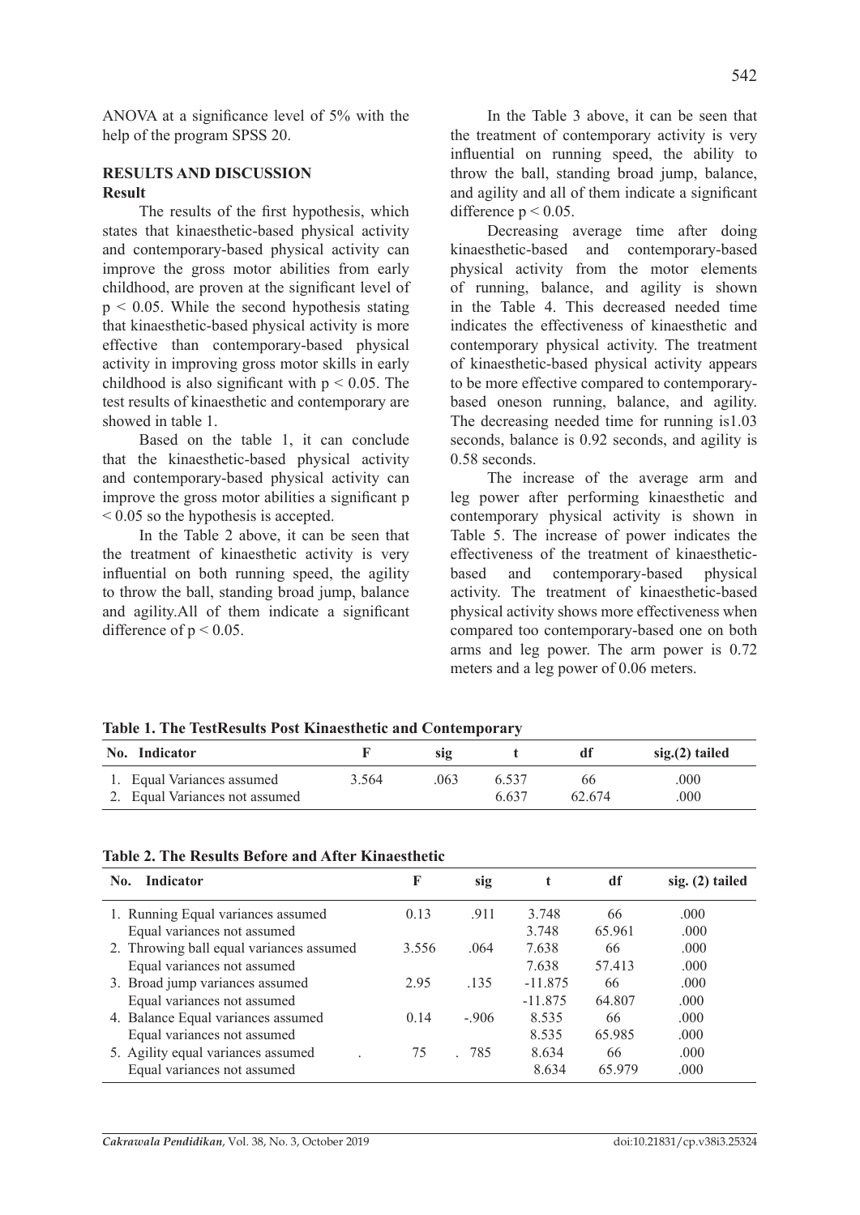ANOVA at a significance level of 5% with the help of the program SPSS 20.

## RESULTS AND DISCUSSION

### Result

The results of the first hypothesis, which states that kinaesthetic-based physical activity and contemporary-based physical activity can improve the gross motor abilities from early childhood, are proven at the significant level of $p < 0.05$. While the second hypothesis stating that kinaesthetic-based physical activity is more effective than contemporary-based physical activity in improving gross motor skills in early childhood is also significant with $p < 0.05$. The test results of kinaesthetic and contemporary are showed in table 1.

Based on the table 1, it can conclude that the kinaesthetic-based physical activity and contemporary-based physical activity can improve the gross motor abilities a significant $p < 0.05$ so the hypothesis is accepted.

In the Table 2 above, it can be seen that the treatment of kinaesthetic activity is very influential on both running speed, the agility to throw the ball, standing broad jump, balance and agility.All of them indicate a significant difference of $p < 0.05$.

In the Table 3 above, it can be seen that the treatment of contemporary activity is very influential on running speed, the ability to throw the ball, standing broad jump, balance, and agility and all of them indicate a significant difference $p < 0.05$.

Decreasing average time after doing kinaesthetic-based and contemporary-based physical activity from the motor elements of running, balance, and agility is shown in the Table 4. This decreased needed time indicates the effectiveness of kinaesthetic and contemporary physical activity. The treatment of kinaesthetic-based physical activity appears to be more effective compared to contemporary-based oneson running, balance, and agility. The decreasing needed time for running is1.03 seconds, balance is 0.92 seconds, and agility is 0.58 seconds.

The increase of the average arm and leg power after performing kinaesthetic and contemporary physical activity is shown in Table 5. The increase of power indicates the effectiveness of the treatment of kinaesthetic-based and contemporary-based physical activity. The treatment of kinaesthetic-based physical activity shows more effectiveness when compared too contemporary-based one on both arms and leg power. The arm power is 0.72 meters and a leg power of 0.06 meters.

**Table 1. The TestResults Post Kinaesthetic and Contemporary**

| No. Indicator | F | sig | t | df | sig.(2) tailed |
|---|---|---|---|---|---|
| 1. Equal Variances assumed | 3.564 | .063 | 6.537 | 66 | .000 |
| 2. Equal Variances not assumed | | | 6.637 | 62.674 | .000 |

**Table 2. The Results Before and After Kinaesthetic**

| No. Indicator | F | sig | t | df | sig. (2) tailed |
|---|---|---|---|---|---|
| 1. Running Equal variances assumed | 0.13 | .911 | 3.748 | 66 | .000 |
| Equal variances not assumed | | | 3.748 | 65.961 | .000 |
| 2. Throwing ball equal variances assumed | 3.556 | .064 | 7.638 | 66 | .000 |
| Equal variances not assumed | | | 7.638 | 57.413 | .000 |
| 3. Broad jump variances assumed | 2.95 | .135 | -11.875 | 66 | .000 |
| Equal variances not assumed | | | -11.875 | 64.807 | .000 |
| 4. Balance Equal variances assumed | 0.14 | -.906 | 8.535 | 66 | .000 |
| Equal variances not assumed | | | 8.535 | 65.985 | .000 |
| 5. Agility equal variances assumed . | 75 | . 785 | 8.634 | 66 | .000 |
| Equal variances not assumed | | | 8.634 | 65.979 | .000 |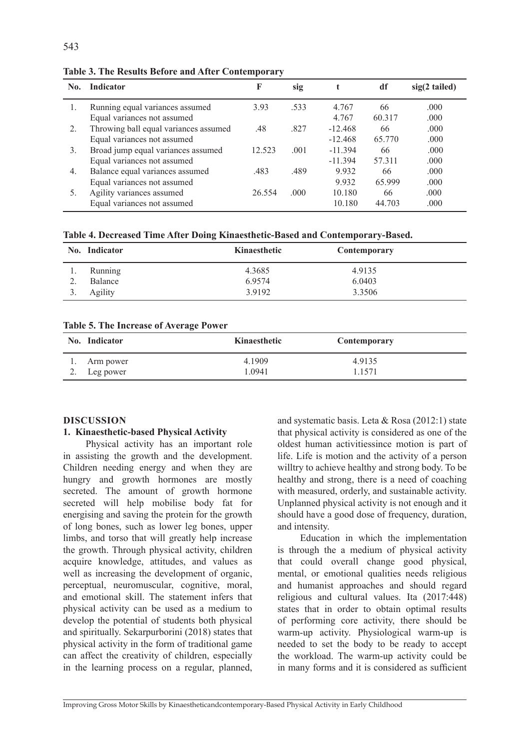**Table 3. The Results Before and After Contemporary**

| No. | Indicator | F | sig | t | df | sig(2 tailed) |
|---|---|---|---|---|---|---|
| 1. | Running equal variances assumed | 3.93 | .533 | 4.767 | 66 | .000 |
| | Equal variances not assumed | | | 4.767 | 60.317 | .000 |
| 2. | Throwing ball equal variances assumed | .48 | .827 | -12.468 | 66 | .000 |
| | Equal variances not assumed | | | -12.468 | 65.770 | .000 |
| 3. | Broad jump equal variances assumed | 12.523 | .001 | -11.394 | 66 | .000 |
| | Equal variances not assumed | | | -11.394 | 57.311 | .000 |
| 4. | Balance equal variances assumed | .483 | .489 | 9.932 | 66 | .000 |
| | Equal variances not assumed | | | 9.932 | 65.999 | .000 |
| 5. | Agility variances assumed | 26.554 | .000 | 10.180 | 66 | .000 |
| | Equal variances not assumed | | | 10.180 | 44.703 | .000 |

**Table 4. Decreased Time After Doing Kinaesthetic-Based and Contemporary-Based.**

| No. | Indicator | Kinaesthetic | Contemporary |
|---|---|---|---|
| 1. | Running | 4.3685 | 4.9135 |
| 2. | Balance | 6.9574 | 6.0403 |
| 3. | Agility | 3.9192 | 3.3506 |

**Table 5. The Increase of Average Power**

| No. | Indicator | Kinaesthetic | Contemporary |
|---|---|---|---|
| 1. | Arm power | 4.1909 | 4.9135 |
| 2. | Leg power | 1.0941 | 1.1571 |

## DISCUSSION

### 1. Kinaesthetic-based Physical Activity

Physical activity has an important role in assisting the growth and the development. Children needing energy and when they are hungry and growth hormones are mostly secreted. The amount of growth hormone secreted will help mobilise body fat for energising and saving the protein for the growth of long bones, such as lower leg bones, upper limbs, and torso that will greatly help increase the growth. Through physical activity, children acquire knowledge, attitudes, and values as well as increasing the development of organic, perceptual, neuromuscular, cognitive, moral, and emotional skill. The statement infers that physical activity can be used as a medium to develop the potential of students both physical and spiritually. Sekarpurborini (2018) states that physical activity in the form of traditional game can affect the creativity of children, especially in the learning process on a regular, planned, and systematic basis. Leta & Rosa (2012:1) state that physical activity is considered as one of the oldest human activitiessince motion is part of life. Life is motion and the activity of a person willtry to achieve healthy and strong body. To be healthy and strong, there is a need of coaching with measured, orderly, and sustainable activity. Unplanned physical activity is not enough and it should have a good dose of frequency, duration, and intensity.

Education in which the implementation is through the a medium of physical activity that could overall change good physical, mental, or emotional qualities needs religious and humanist approaches and should regard religious and cultural values. Ita (2017:448) states that in order to obtain optimal results of performing core activity, there should be warm-up activity. Physiological warm-up is needed to set the body to be ready to accept the workload. The warm-up activity could be in many forms and it is considered as sufficient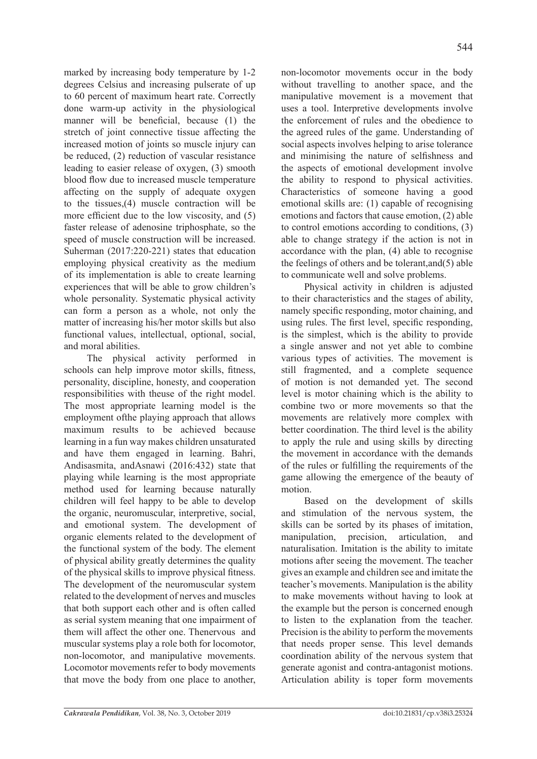marked by increasing body temperature by 1-2 degrees Celsius and increasing pulserate of up to 60 percent of maximum heart rate. Correctly done warm-up activity in the physiological manner will be beneficial, because (1) the stretch of joint connective tissue affecting the increased motion of joints so muscle injury can be reduced, (2) reduction of vascular resistance leading to easier release of oxygen, (3) smooth blood flow due to increased muscle temperature affecting on the supply of adequate oxygen to the tissues,(4) muscle contraction will be more efficient due to the low viscosity, and (5) faster release of adenosine triphosphate, so the speed of muscle construction will be increased. Suherman (2017:220-221) states that education employing physical creativity as the medium of its implementation is able to create learning experiences that will be able to grow children's whole personality. Systematic physical activity can form a person as a whole, not only the matter of increasing his/her motor skills but also functional values, intellectual, optional, social, and moral abilities.

The physical activity performed in schools can help improve motor skills, fitness, personality, discipline, honesty, and cooperation responsibilities with theuse of the right model. The most appropriate learning model is the employment ofthe playing approach that allows maximum results to be achieved because learning in a fun way makes children unsaturated and have them engaged in learning. Bahri, Andisasmita, andAsnawi (2016:432) state that playing while learning is the most appropriate method used for learning because naturally children will feel happy to be able to develop the organic, neuromuscular, interpretive, social, and emotional system. The development of organic elements related to the development of the functional system of the body. The element of physical ability greatly determines the quality of the physical skills to improve physical fitness. The development of the neuromuscular system related to the development of nerves and muscles that both support each other and is often called as serial system meaning that one impairment of them will affect the other one. Thenervous and muscular systems play a role both for locomotor, non-locomotor, and manipulative movements. Locomotor movements refer to body movements that move the body from one place to another, non-locomotor movements occur in the body without travelling to another space, and the manipulative movement is a movement that uses a tool. Interpretive developments involve the enforcement of rules and the obedience to the agreed rules of the game. Understanding of social aspects involves helping to arise tolerance and minimising the nature of selfishness and the aspects of emotional development involve the ability to respond to physical activities. Characteristics of someone having a good emotional skills are: (1) capable of recognising emotions and factors that cause emotion, (2) able to control emotions according to conditions, (3) able to change strategy if the action is not in accordance with the plan, (4) able to recognise the feelings of others and be tolerant,and(5) able to communicate well and solve problems.

Physical activity in children is adjusted to their characteristics and the stages of ability, namely specific responding, motor chaining, and using rules. The first level, specific responding, is the simplest, which is the ability to provide a single answer and not yet able to combine various types of activities. The movement is still fragmented, and a complete sequence of motion is not demanded yet. The second level is motor chaining which is the ability to combine two or more movements so that the movements are relatively more complex with better coordination. The third level is the ability to apply the rule and using skills by directing the movement in accordance with the demands of the rules or fulfilling the requirements of the game allowing the emergence of the beauty of motion.

Based on the development of skills and stimulation of the nervous system, the skills can be sorted by its phases of imitation, manipulation, precision, articulation, and naturalisation. Imitation is the ability to imitate motions after seeing the movement. The teacher gives an example and children see and imitate the teacher's movements. Manipulation is the ability to make movements without having to look at the example but the person is concerned enough to listen to the explanation from the teacher. Precision is the ability to perform the movements that needs proper sense. This level demands coordination ability of the nervous system that generate agonist and contra-antagonist motions. Articulation ability is toper form movements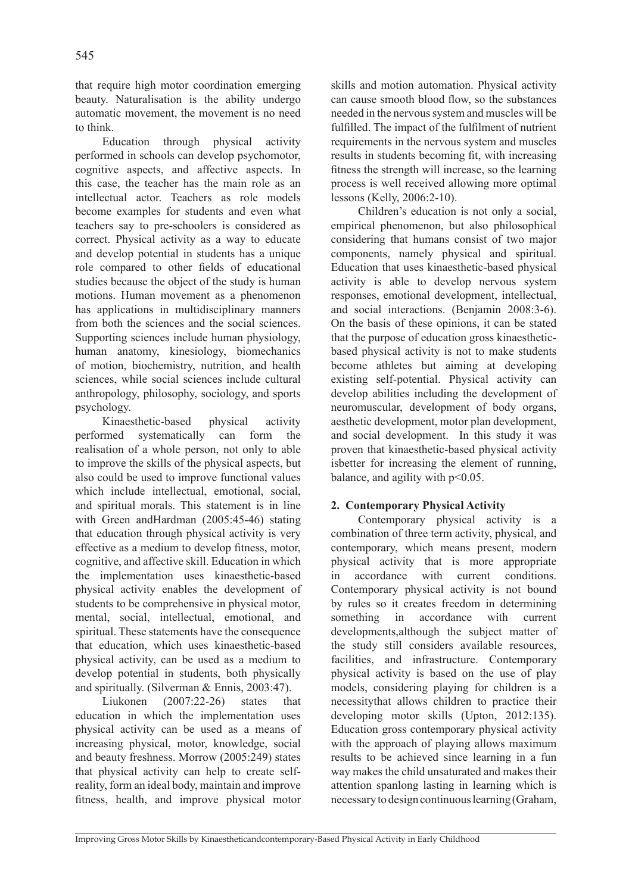that require high motor coordination emerging beauty. Naturalisation is the ability undergo automatic movement, the movement is no need to think.

Education through physical activity performed in schools can develop psychomotor, cognitive aspects, and affective aspects. In this case, the teacher has the main role as an intellectual actor. Teachers as role models become examples for students and even what teachers say to pre-schoolers is considered as correct. Physical activity as a way to educate and develop potential in students has a unique role compared to other fields of educational studies because the object of the study is human motions. Human movement as a phenomenon has applications in multidisciplinary manners from both the sciences and the social sciences. Supporting sciences include human physiology, human anatomy, kinesiology, biomechanics of motion, biochemistry, nutrition, and health sciences, while social sciences include cultural anthropology, philosophy, sociology, and sports psychology.

Kinaesthetic-based physical activity performed systematically can form the realisation of a whole person, not only to able to improve the skills of the physical aspects, but also could be used to improve functional values which include intellectual, emotional, social, and spiritual morals. This statement is in line with Green andHardman (2005:45-46) stating that education through physical activity is very effective as a medium to develop fitness, motor, cognitive, and affective skill. Education in which the implementation uses kinaesthetic-based physical activity enables the development of students to be comprehensive in physical motor, mental, social, intellectual, emotional, and spiritual. These statements have the consequence that education, which uses kinaesthetic-based physical activity, can be used as a medium to develop potential in students, both physically and spiritually. (Silverman & Ennis, 2003:47).

Liukonen (2007:22-26) states that education in which the implementation uses physical activity can be used as a means of increasing physical, motor, knowledge, social and beauty freshness. Morrow (2005:249) states that physical activity can help to create self-reality, form an ideal body, maintain and improve fitness, health, and improve physical motor skills and motion automation. Physical activity can cause smooth blood flow, so the substances needed in the nervous system and muscles will be fulfilled. The impact of the fulfilment of nutrient requirements in the nervous system and muscles results in students becoming fit, with increasing fitness the strength will increase, so the learning process is well received allowing more optimal lessons (Kelly, 2006:2-10).

Children's education is not only a social, empirical phenomenon, but also philosophical considering that humans consist of two major components, namely physical and spiritual. Education that uses kinaesthetic-based physical activity is able to develop nervous system responses, emotional development, intellectual, and social interactions. (Benjamin 2008:3-6). On the basis of these opinions, it can be stated that the purpose of education gross kinaesthetic-based physical activity is not to make students become athletes but aiming at developing existing self-potential. Physical activity can develop abilities including the development of neuromuscular, development of body organs, aesthetic development, motor plan development, and social development. In this study it was proven that kinaesthetic-based physical activity isbetter for increasing the element of running, balance, and agility with $p<0.05$.

## 2. Contemporary Physical Activity

Contemporary physical activity is a combination of three term activity, physical, and contemporary, which means present, modern physical activity that is more appropriate in accordance with current conditions. Contemporary physical activity is not bound by rules so it creates freedom in determining something in accordance with current developments,although the subject matter of the study still considers available resources, facilities, and infrastructure. Contemporary physical activity is based on the use of play models, considering playing for children is a necessitythat allows children to practice their developing motor skills (Upton, 2012:135). Education gross contemporary physical activity with the approach of playing allows maximum results to be achieved since learning in a fun way makes the child unsaturated and makes their attention spanlong lasting in learning which is necessary to design continuous learning (Graham,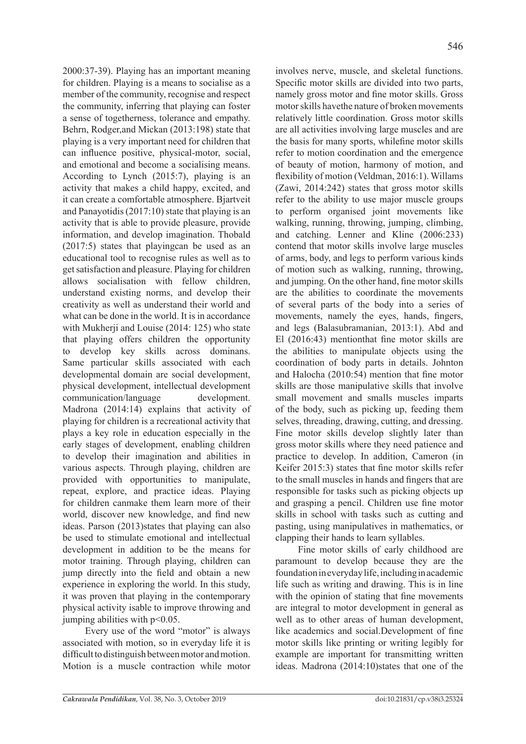2000:37-39). Playing has an important meaning for children. Playing is a means to socialise as a member of the community, recognise and respect the community, inferring that playing can foster a sense of togetherness, tolerance and empathy. Behrn, Rodger,and Mickan (2013:198) state that playing is a very important need for children that can influence positive, physical-motor, social, and emotional and become a socialising means. According to Lynch (2015:7), playing is an activity that makes a child happy, excited, and it can create a comfortable atmosphere. Bjartveit and Panayotidis (2017:10) state that playing is an activity that is able to provide pleasure, provide information, and develop imagination. Thobald (2017:5) states that playingcan be used as an educational tool to recognise rules as well as to get satisfaction and pleasure. Playing for children allows socialisation with fellow children, understand existing norms, and develop their creativity as well as understand their world and what can be done in the world. It is in accordance with Mukherji and Louise (2014: 125) who state that playing offers children the opportunity to develop key skills across dominans. Same particular skills associated with each developmental domain are social development, physical development, intellectual development communication/language development. Madrona (2014:14) explains that activity of playing for children is a recreational activity that plays a key role in education especially in the early stages of development, enabling children to develop their imagination and abilities in various aspects. Through playing, children are provided with opportunities to manipulate, repeat, explore, and practice ideas. Playing for children canmake them learn more of their world, discover new knowledge, and find new ideas. Parson (2013)states that playing can also be used to stimulate emotional and intellectual development in addition to be the means for motor training. Through playing, children can jump directly into the field and obtain a new experience in exploring the world. In this study, it was proven that playing in the contemporary physical activity isable to improve throwing and jumping abilities with $p<0.05$.

Every use of the word "motor" is always associated with motion, so in everyday life it is difficult to distinguish between motor and motion. Motion is a muscle contraction while motor involves nerve, muscle, and skeletal functions. Specific motor skills are divided into two parts, namely gross motor and fine motor skills. Gross motor skills havethe nature of broken movements relatively little coordination. Gross motor skills are all activities involving large muscles and are the basis for many sports, whilefine motor skills refer to motion coordination and the emergence of beauty of motion, harmony of motion, and flexibility of motion (Veldman, 2016:1). Willams (Zawi, 2014:242) states that gross motor skills refer to the ability to use major muscle groups to perform organised joint movements like walking, running, throwing, jumping, climbing, and catching. Lenner and Kline (2006:233) contend that motor skills involve large muscles of arms, body, and legs to perform various kinds of motion such as walking, running, throwing, and jumping. On the other hand, fine motor skills are the abilities to coordinate the movements of several parts of the body into a series of movements, namely the eyes, hands, fingers, and legs (Balasubramanian, 2013:1). Abd and El (2016:43) mentionthat fine motor skills are the abilities to manipulate objects using the coordination of body parts in details. Johnton and Halocha (2010:54) mention that fine motor skills are those manipulative skills that involve small movement and smalls muscles imparts of the body, such as picking up, feeding them selves, threading, drawing, cutting, and dressing. Fine motor skills develop slightly later than gross motor skills where they need patience and practice to develop. In addition, Cameron (in Keifer 2015:3) states that fine motor skills refer to the small muscles in hands and fingers that are responsible for tasks such as picking objects up and grasping a pencil. Children use fine motor skills in school with tasks such as cutting and pasting, using manipulatives in mathematics, or clapping their hands to learn syllables.

Fine motor skills of early childhood are paramount to develop because they are the foundation in everyday life, including in academic life such as writing and drawing. This is in line with the opinion of stating that fine movements are integral to motor development in general as well as to other areas of human development, like academics and social.Development of fine motor skills like printing or writing legibly for example are important for transmitting written ideas. Madrona (2014:10)states that one of the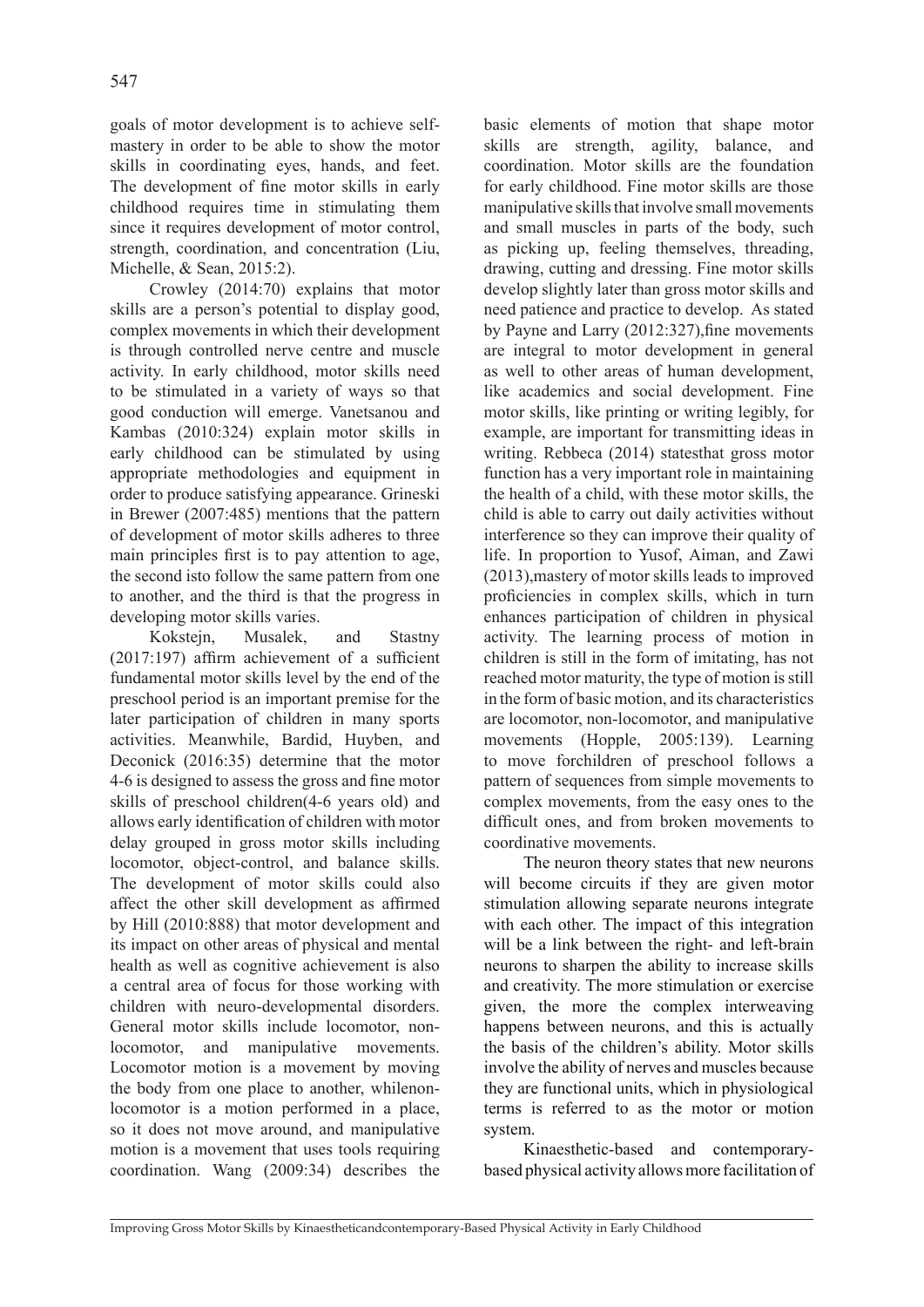goals of motor development is to achieve self-mastery in order to be able to show the motor skills in coordinating eyes, hands, and feet. The development of fine motor skills in early childhood requires time in stimulating them since it requires development of motor control, strength, coordination, and concentration (Liu, Michelle, & Sean, 2015:2).

Crowley (2014:70) explains that motor skills are a person's potential to display good, complex movements in which their development is through controlled nerve centre and muscle activity. In early childhood, motor skills need to be stimulated in a variety of ways so that good conduction will emerge. Vanetsanou and Kambas (2010:324) explain motor skills in early childhood can be stimulated by using appropriate methodologies and equipment in order to produce satisfying appearance. Grineski in Brewer (2007:485) mentions that the pattern of development of motor skills adheres to three main principles first is to pay attention to age, the second isto follow the same pattern from one to another, and the third is that the progress in developing motor skills varies.

Kokstejn, Musalek, and Stastny (2017:197) affirm achievement of a sufficient fundamental motor skills level by the end of the preschool period is an important premise for the later participation of children in many sports activities. Meanwhile, Bardid, Huyben, and Deconick (2016:35) determine that the motor 4-6 is designed to assess the gross and fine motor skills of preschool children(4-6 years old) and allows early identification of children with motor delay grouped in gross motor skills including locomotor, object-control, and balance skills. The development of motor skills could also affect the other skill development as affirmed by Hill (2010:888) that motor development and its impact on other areas of physical and mental health as well as cognitive achievement is also a central area of focus for those working with children with neuro-developmental disorders. General motor skills include locomotor, non-locomotor, and manipulative movements. Locomotor motion is a movement by moving the body from one place to another, whilenon-locomotor is a motion performed in a place, so it does not move around, and manipulative motion is a movement that uses tools requiring coordination. Wang (2009:34) describes the basic elements of motion that shape motor skills are strength, agility, balance, and coordination. Motor skills are the foundation for early childhood. Fine motor skills are those manipulative skills that involve small movements and small muscles in parts of the body, such as picking up, feeling themselves, threading, drawing, cutting and dressing. Fine motor skills develop slightly later than gross motor skills and need patience and practice to develop. As stated by Payne and Larry (2012:327),fine movements are integral to motor development in general as well as to other areas of human development, like academics and social development. Fine motor skills, like printing or writing legibly, for example, are important for transmitting ideas in writing. Rebbeca (2014) statesthat gross motor function has a very important role in maintaining the health of a child, with these motor skills, the child is able to carry out daily activities without interference so they can improve their quality of life. In proportion to Yusof, Aiman, and Zawi (2013),mastery of motor skills leads to improved proficiencies in complex skills, which in turn enhances participation of children in physical activity. The learning process of motion in children is still in the form of imitating, has not reached motor maturity, the type of motion is still in the form of basic motion, and its characteristics are locomotor, non-locomotor, and manipulative movements (Hopple, 2005:139). Learning to move forchildren of preschool follows a pattern of sequences from simple movements to complex movements, from the easy ones to the difficult ones, and from broken movements to coordinative movements.

The neuron theory states that new neurons will become circuits if they are given motor stimulation allowing separate neurons integrate with each other. The impact of this integration will be a link between the right- and left-brain neurons to sharpen the ability to increase skills and creativity. The more stimulation or exercise given, the more the complex interweaving happens between neurons, and this is actually the basis of the children's ability. Motor skills involve the ability of nerves and muscles because they are functional units, which in physiological terms is referred to as the motor or motion system.

Kinaesthetic-based and contemporary-based physical activity allows more facilitation of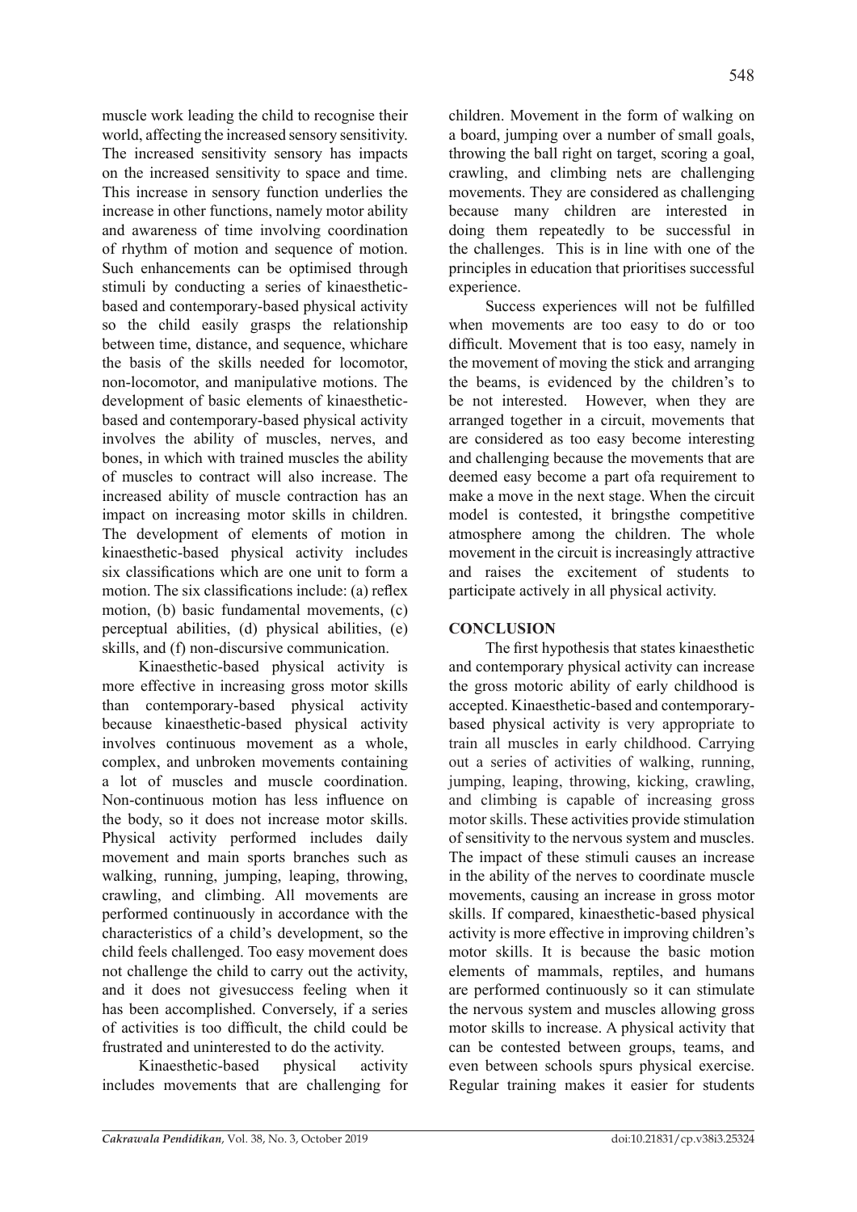muscle work leading the child to recognise their world, affecting the increased sensory sensitivity. The increased sensitivity sensory has impacts on the increased sensitivity to space and time. This increase in sensory function underlies the increase in other functions, namely motor ability and awareness of time involving coordination of rhythm of motion and sequence of motion. Such enhancements can be optimised through stimuli by conducting a series of kinaesthetic-based and contemporary-based physical activity so the child easily grasps the relationship between time, distance, and sequence, whichare the basis of the skills needed for locomotor, non-locomotor, and manipulative motions. The development of basic elements of kinaesthetic-based and contemporary-based physical activity involves the ability of muscles, nerves, and bones, in which with trained muscles the ability of muscles to contract will also increase. The increased ability of muscle contraction has an impact on increasing motor skills in children. The development of elements of motion in kinaesthetic-based physical activity includes six classifications which are one unit to form a motion. The six classifications include: (a) reflex motion, (b) basic fundamental movements, (c) perceptual abilities, (d) physical abilities, (e) skills, and (f) non-discursive communication.

Kinaesthetic-based physical activity is more effective in increasing gross motor skills than contemporary-based physical activity because kinaesthetic-based physical activity involves continuous movement as a whole, complex, and unbroken movements containing a lot of muscles and muscle coordination. Non-continuous motion has less influence on the body, so it does not increase motor skills. Physical activity performed includes daily movement and main sports branches such as walking, running, jumping, leaping, throwing, crawling, and climbing. All movements are performed continuously in accordance with the characteristics of a child's development, so the child feels challenged. Too easy movement does not challenge the child to carry out the activity, and it does not givesuccess feeling when it has been accomplished. Conversely, if a series of activities is too difficult, the child could be frustrated and uninterested to do the activity.

Kinaesthetic-based physical activity includes movements that are challenging for children. Movement in the form of walking on a board, jumping over a number of small goals, throwing the ball right on target, scoring a goal, crawling, and climbing nets are challenging movements. They are considered as challenging because many children are interested in doing them repeatedly to be successful in the challenges. This is in line with one of the principles in education that prioritises successful experience.

Success experiences will not be fulfilled when movements are too easy to do or too difficult. Movement that is too easy, namely in the movement of moving the stick and arranging the beams, is evidenced by the children's to be not interested. However, when they are arranged together in a circuit, movements that are considered as too easy become interesting and challenging because the movements that are deemed easy become a part ofa requirement to make a move in the next stage. When the circuit model is contested, it bringsthe competitive atmosphere among the children. The whole movement in the circuit is increasingly attractive and raises the excitement of students to participate actively in all physical activity.

## CONCLUSION

The first hypothesis that states kinaesthetic and contemporary physical activity can increase the gross motoric ability of early childhood is accepted. Kinaesthetic-based and contemporary-based physical activity is very appropriate to train all muscles in early childhood. Carrying out a series of activities of walking, running, jumping, leaping, throwing, kicking, crawling, and climbing is capable of increasing gross motor skills. These activities provide stimulation of sensitivity to the nervous system and muscles. The impact of these stimuli causes an increase in the ability of the nerves to coordinate muscle movements, causing an increase in gross motor skills. If compared, kinaesthetic-based physical activity is more effective in improving children's motor skills. It is because the basic motion elements of mammals, reptiles, and humans are performed continuously so it can stimulate the nervous system and muscles allowing gross motor skills to increase. A physical activity that can be contested between groups, teams, and even between schools spurs physical exercise. Regular training makes it easier for students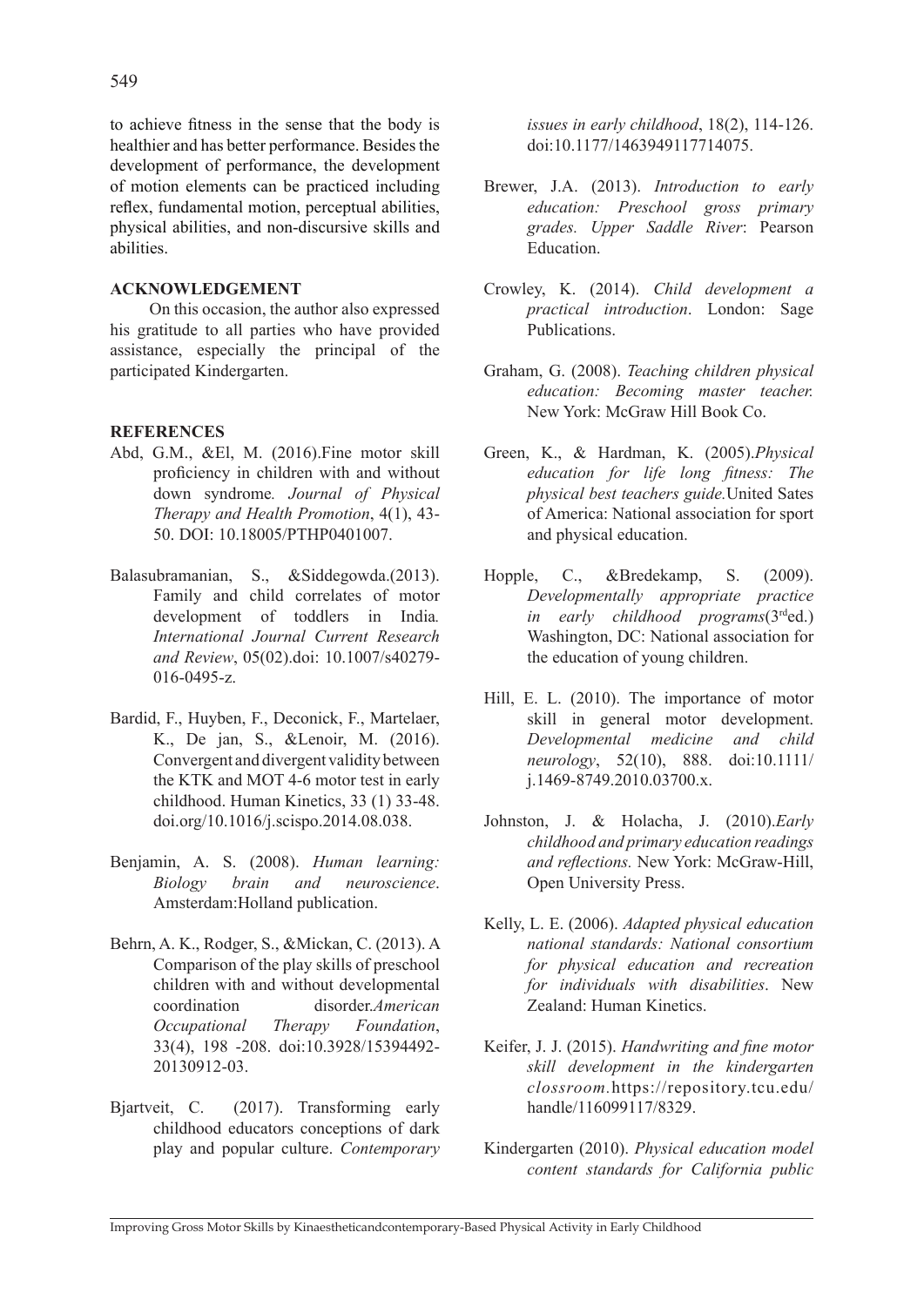to achieve fitness in the sense that the body is healthier and has better performance. Besides the development of performance, the development of motion elements can be practiced including reflex, fundamental motion, perceptual abilities, physical abilities, and non-discursive skills and abilities.

## ACKNOWLEDGEMENT

On this occasion, the author also expressed his gratitude to all parties who have provided assistance, especially the principal of the participated Kindergarten.

## REFERENCES

Abd, G.M., &El, M. (2016).Fine motor skill proficiency in children with and without down syndrome*. Journal of Physical Therapy and Health Promotion*, 4(1), 43-50. DOI: 10.18005/PTHP0401007.

Balasubramanian, S., &Siddegowda.(2013). Family and child correlates of motor development of toddlers in India*. International Journal Current Research and Review*, 05(02).doi: 10.1007/s40279-016-0495-z.

Bardid, F., Huyben, F., Deconick, F., Martelaer, K., De jan, S., &Lenoir, M. (2016). Convergent and divergent validity between the KTK and MOT 4-6 motor test in early childhood. Human Kinetics, 33 (1) 33-48. doi.org/10.1016/j.scispo.2014.08.038.

Benjamin, A. S. (2008). *Human learning: Biology brain and neuroscience*. Amsterdam:Holland publication.

Behrn, A. K., Rodger, S., &Mickan, C. (2013). A Comparison of the play skills of preschool children with and without developmental coordination disorder.*American Occupational Therapy Foundation*, 33(4), 198 -208. doi:10.3928/15394492-20130912-03.

Bjartveit, C. (2017). Transforming early childhood educators conceptions of dark play and popular culture. *Contemporary issues in early childhood*, 18(2), 114-126. doi:10.1177/1463949117714075.

Brewer, J.A. (2013). *Introduction to early education: Preschool gross primary grades. Upper Saddle River*: Pearson Education.

Crowley, K. (2014). *Child development a practical introduction*. London: Sage Publications.

Graham, G. (2008). *Teaching children physical education: Becoming master teacher.* New York: McGraw Hill Book Co.

Green, K., & Hardman, K. (2005).*Physical education for life long fitness: The physical best teachers guide.*United Sates of America: National association for sport and physical education.

Hopple, C., &Bredekamp, S. (2009). *Developmentally appropriate practice in early childhood programs*(3rded.) Washington, DC: National association for the education of young children.

Hill, E. L. (2010). The importance of motor skill in general motor development. *Developmental medicine and child neurology*, 52(10), 888. doi:10.1111/j.1469-8749.2010.03700.x.

Johnston, J. & Holacha, J. (2010).*Early childhood and primary education readings and reflections.* New York: McGraw-Hill, Open University Press.

Kelly, L. E. (2006). *Adapted physical education national standards: National consortium for physical education and recreation for individuals with disabilities*. New Zealand: Human Kinetics.

Keifer, J. J. (2015). *Handwriting and fine motor skill development in the kindergarten clossroom.*https://repository.tcu.edu/handle/116099117/8329.

Kindergarten (2010). *Physical education model content standards for California public*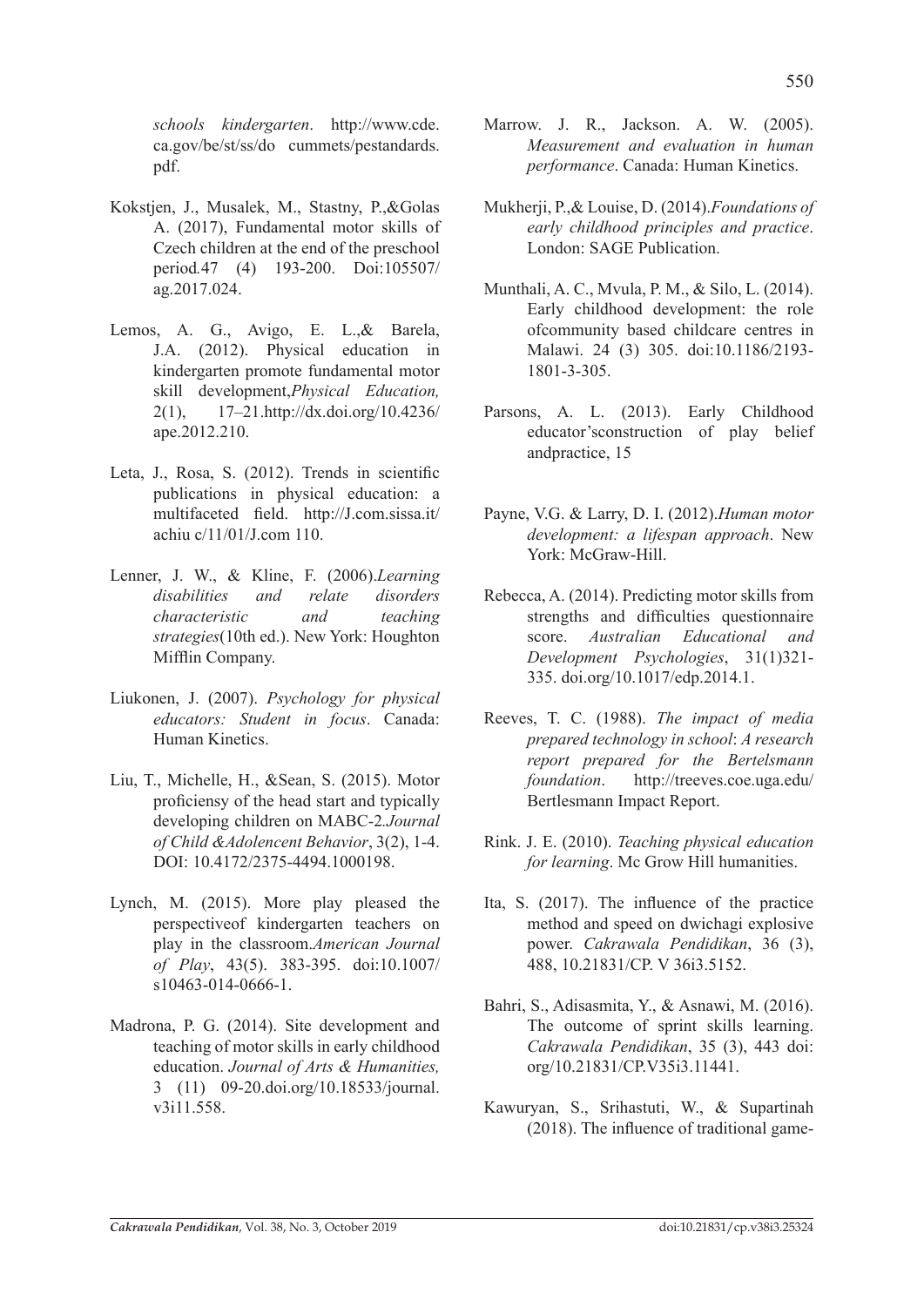*schools kindergarten*. http://www.cde.ca.gov/be/st/ss/do cummets/pestandards.pdf.

Kokstjen, J., Musalek, M., Stastny, P.,&Golas A. (2017), Fundamental motor skills of Czech children at the end of the preschool period.47 (4) 193-200. Doi:105507/ag.2017.024.

Lemos, A. G., Avigo, E. L.,& Barela, J.A. (2012). Physical education in kindergarten promote fundamental motor skill development,*Physical Education,* 2(1), 17–21.http://dx.doi.org/10.4236/ape.2012.210.

Leta, J., Rosa, S. (2012). Trends in scientific publications in physical education: a multifaceted field. http://J.com.sissa.it/achiu c/11/01/J.com 110.

Lenner, J. W., & Kline, F. (2006).*Learning disabilities and relate disorders characteristic and teaching strategies*(10th ed.). New York: Houghton Mifflin Company.

Liukonen, J. (2007). *Psychology for physical educators: Student in focus*. Canada: Human Kinetics.

Liu, T., Michelle, H., &Sean, S. (2015). Motor proficiensy of the head start and typically developing children on MABC-2.*Journal of Child &Adolencent Behavior*, 3(2), 1-4. DOI: 10.4172/2375-4494.1000198.

Lynch, M. (2015). More play pleased the perspectiveof kindergarten teachers on play in the classroom.*American Journal of Play*, 43(5). 383-395. doi:10.1007/s10463-014-0666-1.

Madrona, P. G. (2014). Site development and teaching of motor skills in early childhood education. *Journal of Arts & Humanities,* 3 (11) 09-20.doi.org/10.18533/journal.v3i11.558.

Marrow. J. R., Jackson. A. W. (2005). *Measurement and evaluation in human performance*. Canada: Human Kinetics.

Mukherji, P.,& Louise, D. (2014).*Foundations of early childhood principles and practice*. London: SAGE Publication.

Munthali, A. C., Mvula, P. M., & Silo, L. (2014). Early childhood development: the role ofcommunity based childcare centres in Malawi. 24 (3) 305. doi:10.1186/2193-1801-3-305.

Parsons, A. L. (2013). Early Childhood educator'sconstruction of play belief andpractice, 15

Payne, V.G. & Larry, D. I. (2012).*Human motor development: a lifespan approach*. New York: McGraw-Hill.

Rebecca, A. (2014). Predicting motor skills from strengths and difficulties questionnaire score. *Australian Educational and Development Psychologies*, 31(1)321-335. doi.org/10.1017/edp.2014.1.

Reeves, T. C. (1988). *The impact of media prepared technology in school*: *A research report prepared for the Bertelsmann foundation*. http://treeves.coe.uga.edu/Bertlesmann Impact Report.

Rink. J. E. (2010). *Teaching physical education for learning*. Mc Grow Hill humanities.

Ita, S. (2017). The influence of the practice method and speed on dwichagi explosive power. *Cakrawala Pendidikan*, 36 (3), 488, 10.21831/CP. V 36i3.5152.

Bahri, S., Adisasmita, Y., & Asnawi, M. (2016). The outcome of sprint skills learning. *Cakrawala Pendidikan*, 35 (3), 443 doi: org/10.21831/CP.V35i3.11441.

Kawuryan, S., Srihastuti, W., & Supartinah (2018). The influence of traditional game-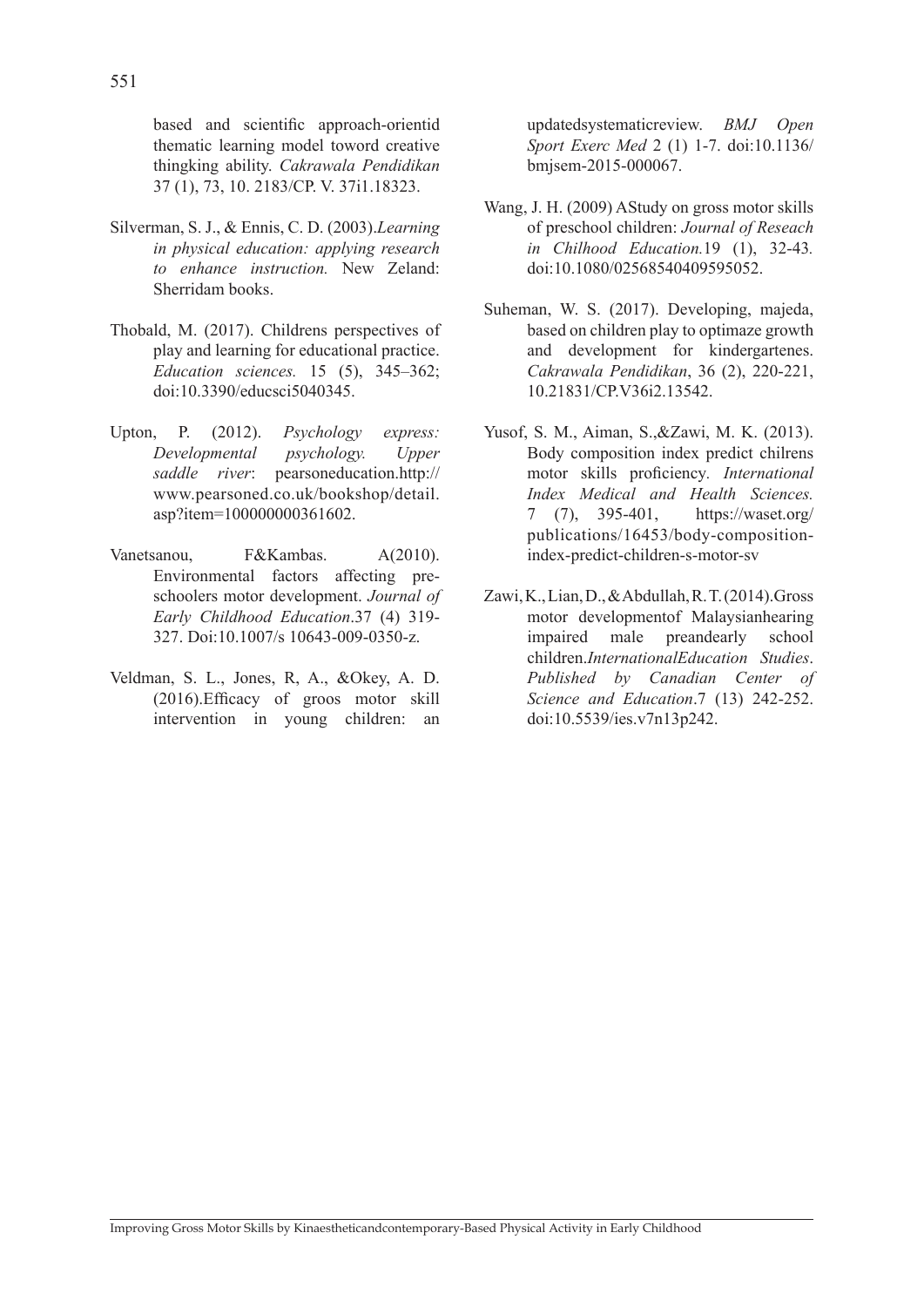based and scientific approach-orientid thematic learning model toword creative thingking ability. *Cakrawala Pendidikan* 37 (1), 73, 10. 2183/CP. V. 37i1.18323.

Silverman, S. J., & Ennis, C. D. (2003).*Learning in physical education: applying research to enhance instruction.* New Zeland: Sherridam books.

Thobald, M. (2017). Childrens perspectives of play and learning for educational practice. *Education sciences.* 15 (5), 345–362; doi:10.3390/educsci5040345.

Upton, P. (2012). *Psychology express: Developmental psychology. Upper saddle river*: pearsoneducation.http://www.pearsoned.co.uk/bookshop/detail.asp?item=100000000361602.

Vanetsanou, F&Kambas. A(2010). Environmental factors affecting pre-schoolers motor development. *Journal of Early Childhood Education*.37 (4) 319-327. Doi:10.1007/s 10643-009-0350-z.

Veldman, S. L., Jones, R, A., &Okey, A. D. (2016).Efficacy of groos motor skill intervention in young children: an updatedsystematicreview. *BMJ Open Sport Exerc Med* 2 (1) 1-7. doi:10.1136/bmjsem-2015-000067.

Wang, J. H. (2009) AStudy on gross motor skills of preschool children: *Journal of Reseach in Chilhood Education.*19 (1), 32-43. doi:10.1080/02568540409595052.

Suheman, W. S. (2017). Developing, majeda, based on children play to optimaze growth and development for kindergartenes. *Cakrawala Pendidikan*, 36 (2), 220-221, 10.21831/CP.V36i2.13542.

Yusof, S. M., Aiman, S.,&Zawi, M. K. (2013). Body composition index predict chilrens motor skills proficiency. *International Index Medical and Health Sciences.* 7 (7), 395-401, https://waset.org/publications/16453/body-composition-index-predict-children-s-motor-sv

Zawi, K., Lian, D., & Abdullah, R. T. (2014).Gross motor developmentof Malaysianhearing impaired male preandearly school children.*InternationalEducation Studies*. *Published by Canadian Center of Science and Education*.7 (13) 242-252. doi:10.5539/ies.v7n13p242.